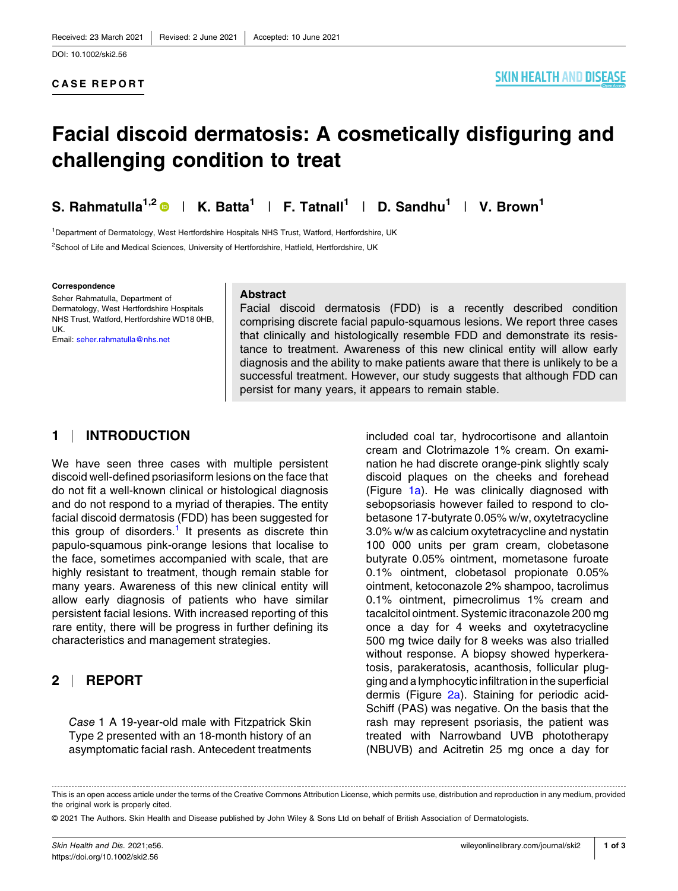Received: 23 March 2021 | Revised: 2 June 2021 | Accepted: 10 June 2021

DOI: 10.1002/ski2.56

**CASE REPORT**

# Facial discoid dermatosis: A cosmetically disfiguring and challenging condition to treat

**S. Rahmatulla[1,2] | K. Batta[1] | F. Tatnall[1] | D. Sandhu[1] | V. Brown[1]**

[1]Department of Dermatology, West Hertfordshire Hospitals NHS Trust, Watford, Hertfordshire, UK

[2]School of Life and Medical Sciences, University of Hertfordshire, Hatfield, Hertfordshire, UK

**Correspondence**

Seher Rahmatulla, Department of Dermatology, West Hertfordshire Hospitals NHS Trust, Watford, Hertfordshire WD18 0HB, UK.

Email: seher.rahmatulla@nhs.net

**Abstract**

Facial discoid dermatosis (FDD) is a recently described condition comprising discrete facial papulo-squamous lesions. We report three cases that clinically and histologically resemble FDD and demonstrate its resistance to treatment. Awareness of this new clinical entity will allow early diagnosis and the ability to make patients aware that there is unlikely to be a successful treatment. However, our study suggests that although FDD can persist for many years, it appears to remain stable.

## 1 | INTRODUCTION

We have seen three cases with multiple persistent discoid well-defined psoriasiform lesions on the face that do not fit a well-known clinical or histological diagnosis and do not respond to a myriad of therapies. The entity facial discoid dermatosis (FDD) has been suggested for this group of disorders.[1] It presents as discrete thin papulo-squamous pink-orange lesions that localise to the face, sometimes accompanied with scale, that are highly resistant to treatment, though remain stable for many years. Awareness of this new clinical entity will allow early diagnosis of patients who have similar persistent facial lesions. With increased reporting of this rare entity, there will be progress in further defining its characteristics and management strategies.

## 2 | REPORT

*Case* 1 A 19-year-old male with Fitzpatrick Skin Type 2 presented with an 18-month history of an asymptomatic facial rash. Antecedent treatments included coal tar, hydrocortisone and allantoin cream and Clotrimazole 1% cream. On examination he had discrete orange-pink slightly scaly discoid plaques on the cheeks and forehead (Figure 1a). He was clinically diagnosed with sebopsoriasis however failed to respond to clobetasone 17-butyrate 0.05% w/w, oxytetracycline 3.0% w/w as calcium oxytetracycline and nystatin 100 000 units per gram cream, clobetasone butyrate 0.05% ointment, mometasone furoate 0.1% ointment, clobetasol propionate 0.05% ointment, ketoconazole 2% shampoo, tacrolimus 0.1% ointment, pimecrolimus 1% cream and tacalcitol ointment. Systemic itraconazole 200 mg once a day for 4 weeks and oxytetracycline 500 mg twice daily for 8 weeks was also trialled without response. A biopsy showed hyperkeratosis, parakeratosis, acanthosis, follicular plugging and a lymphocytic infiltration in the superficial dermis (Figure 2a). Staining for periodic acid-Schiff (PAS) was negative. On the basis that the rash may represent psoriasis, the patient was treated with Narrowband UVB phototherapy (NBUVB) and Acitretin 25 mg once a day for

This is an open access article under the terms of the Creative Commons Attribution License, which permits use, distribution and reproduction in any medium, provided the original work is properly cited.

© 2021 The Authors. Skin Health and Disease published by John Wiley & Sons Ltd on behalf of British Association of Dermatologists.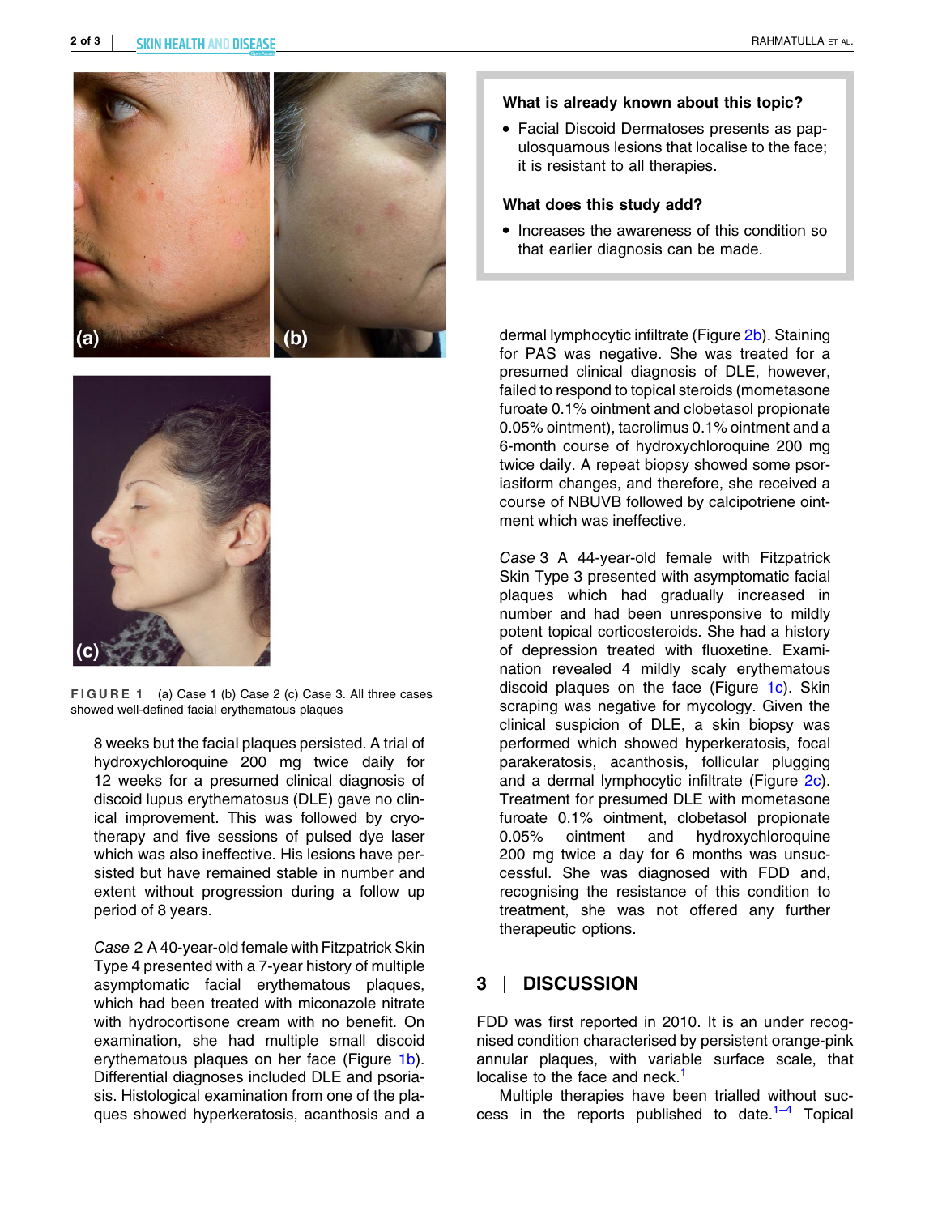FIGURE 1 (a) Case 1 (b) Case 2 (c) Case 3. All three cases showed well-defined facial erythematous plaques

8 weeks but the facial plaques persisted. A trial of hydroxychloroquine 200 mg twice daily for 12 weeks for a presumed clinical diagnosis of discoid lupus erythematosus (DLE) gave no clinical improvement. This was followed by cryotherapy and five sessions of pulsed dye laser which was also ineffective. His lesions have persisted but have remained stable in number and extent without progression during a follow up period of 8 years.

*Case* 2 A 40-year-old female with Fitzpatrick Skin Type 4 presented with a 7-year history of multiple asymptomatic facial erythematous plaques, which had been treated with miconazole nitrate with hydrocortisone cream with no benefit. On examination, she had multiple small discoid erythematous plaques on her face (Figure 1b). Differential diagnoses included DLE and psoriasis. Histological examination from one of the plaques showed hyperkeratosis, acanthosis and a dermal lymphocytic infiltrate (Figure 2b). Staining for PAS was negative. She was treated for a presumed clinical diagnosis of DLE, however, failed to respond to topical steroids (mometasone furoate 0.1% ointment and clobetasol propionate 0.05% ointment), tacrolimus 0.1% ointment and a 6-month course of hydroxychloroquine 200 mg twice daily. A repeat biopsy showed some psoriasiform changes, and therefore, she received a course of NBUVB followed by calcipotriene ointment which was ineffective.

*Case* 3 A 44-year-old female with Fitzpatrick Skin Type 3 presented with asymptomatic facial plaques which had gradually increased in number and had been unresponsive to mildly potent topical corticosteroids. She had a history of depression treated with fluoxetine. Examination revealed 4 mildly scaly erythematous discoid plaques on the face (Figure 1c). Skin scraping was negative for mycology. Given the clinical suspicion of DLE, a skin biopsy was performed which showed hyperkeratosis, focal parakeratosis, acanthosis, follicular plugging and a dermal lymphocytic infiltrate (Figure 2c). Treatment for presumed DLE with mometasone furoate 0.1% ointment, clobetasol propionate 0.05% ointment and hydroxychloroquine 200 mg twice a day for 6 months was unsuccessful. She was diagnosed with FDD and, recognising the resistance of this condition to treatment, she was not offered any further therapeutic options.

**What is already known about this topic?**

- Facial Discoid Dermatoses presents as papulosquamous lesions that localise to the face; it is resistant to all therapies.

**What does this study add?**

- Increases the awareness of this condition so that earlier diagnosis can be made.

## 3 | DISCUSSION

FDD was first reported in 2010. It is an under recognised condition characterised by persistent orange-pink annular plaques, with variable surface scale, that localise to the face and neck.[1]

Multiple therapies have been trialled without success in the reports published to date.[1–4] Topical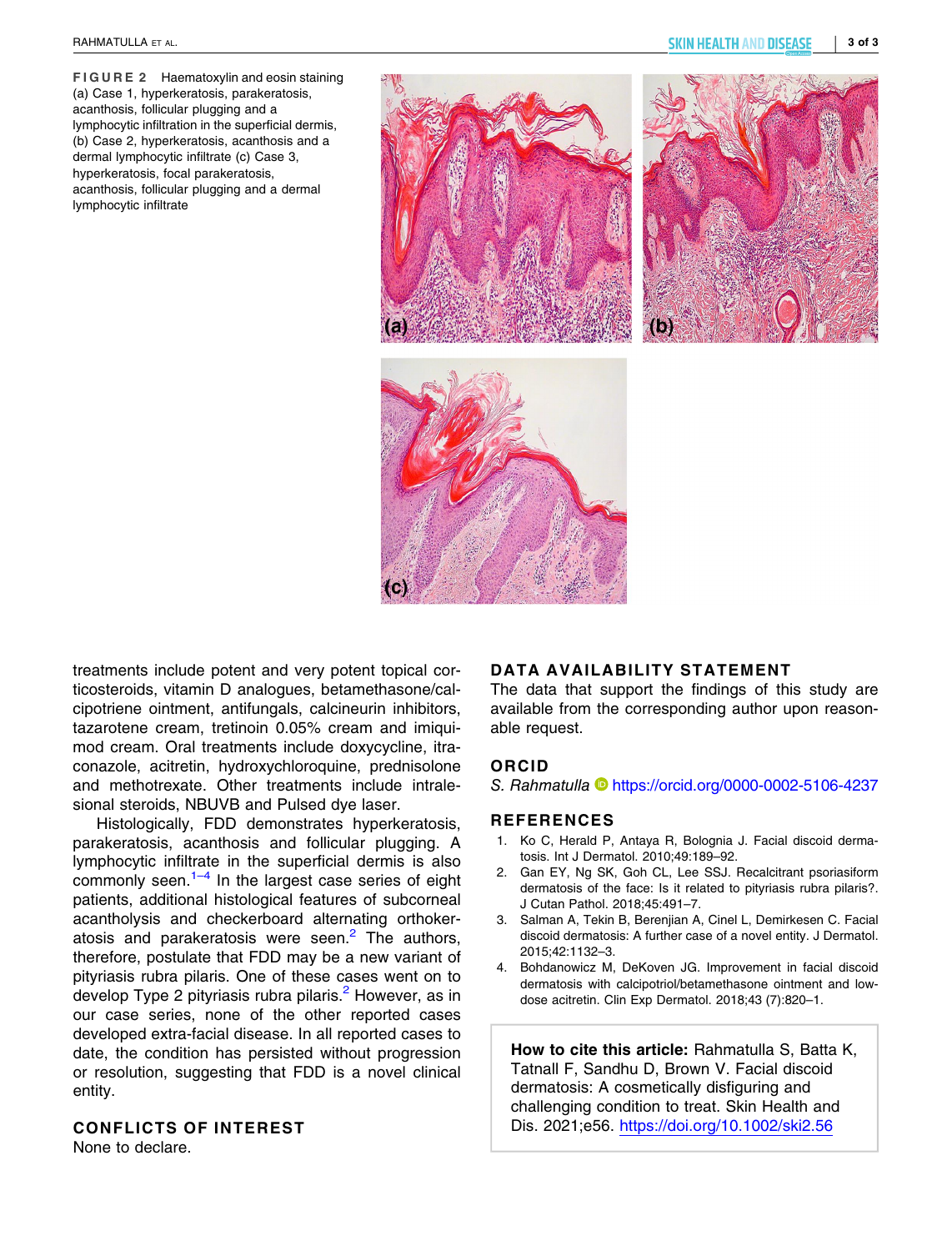**FIGURE 2** Haematoxylin and eosin staining (a) Case 1, hyperkeratosis, parakeratosis, acanthosis, follicular plugging and a lymphocytic infiltration in the superficial dermis, (b) Case 2, hyperkeratosis, acanthosis and a dermal lymphocytic infiltrate (c) Case 3, hyperkeratosis, focal parakeratosis, acanthosis, follicular plugging and a dermal lymphocytic infiltrate

treatments include potent and very potent topical corticosteroids, vitamin D analogues, betamethasone/calcipotriene ointment, antifungals, calcineurin inhibitors, tazarotene cream, tretinoin 0.05% cream and imiquimod cream. Oral treatments include doxycycline, itraconazole, acitretin, hydroxychloroquine, prednisolone and methotrexate. Other treatments include intralesional steroids, NBUVB and Pulsed dye laser.

Histologically, FDD demonstrates hyperkeratosis, parakeratosis, acanthosis and follicular plugging. A lymphocytic infiltrate in the superficial dermis is also commonly seen.[1–4] In the largest case series of eight patients, additional histological features of subcorneal acantholysis and checkerboard alternating orthokeratosis and parakeratosis were seen.[2] The authors, therefore, postulate that FDD may be a new variant of pityriasis rubra pilaris. One of these cases went on to develop Type 2 pityriasis rubra pilaris.[2] However, as in our case series, none of the other reported cases developed extra-facial disease. In all reported cases to date, the condition has persisted without progression or resolution, suggesting that FDD is a novel clinical entity.

## CONFLICTS OF INTEREST

None to declare.

## DATA AVAILABILITY STATEMENT

The data that support the findings of this study are available from the corresponding author upon reasonable request.

## ORCID

*S. Rahmatulla* https://orcid.org/0000-0002-5106-4237

## REFERENCES

1. Ko C, Herald P, Antaya R, Bolognia J. Facial discoid dermatosis. Int J Dermatol. 2010;49:189–92.
2. Gan EY, Ng SK, Goh CL, Lee SSJ. Recalcitrant psoriasiform dermatosis of the face: Is it related to pityriasis rubra pilaris?. J Cutan Pathol. 2018;45:491–7.
3. Salman A, Tekin B, Berenjian A, Cinel L, Demirkesen C. Facial discoid dermatosis: A further case of a novel entity. J Dermatol. 2015;42:1132–3.
4. Bohdanowicz M, DeKoven JG. Improvement in facial discoid dermatosis with calcipotriol/betamethasone ointment and low-dose acitretin. Clin Exp Dermatol. 2018;43 (7):820–1.

**How to cite this article:** Rahmatulla S, Batta K, Tatnall F, Sandhu D, Brown V. Facial discoid dermatosis: A cosmetically disfiguring and challenging condition to treat. Skin Health and Dis. 2021;e56. https://doi.org/10.1002/ski2.56